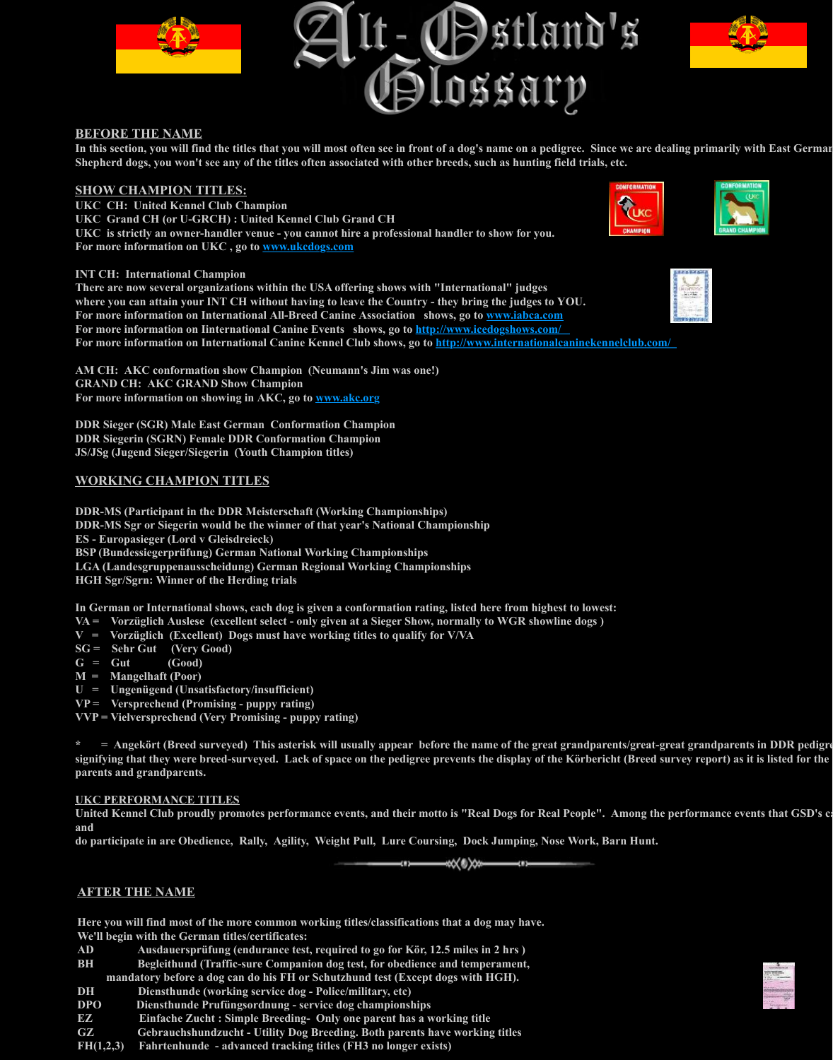# Alt-Ostland's Glossary

## BEFORE THE NAME

In this section, you will find the titles that you will most often see in front of a dog's name on a pedigree. Since we are dealing primarily with East German Shepherd dogs, you won't see any of the titles often associated with other breeds, such as hunting field trials, etc.

### SHOW CHAMPION TITLES:

UKC CH: United Kennel Club Champion
UKC Grand CH (or U-GRCH) : United Kennel Club Grand CH
UKC is strictly an owner-handler venue - you cannot hire a professional handler to show for you.
For more information on UKC , go to www.ukcdogs.com

INT CH: International Champion
There are now several organizations within the USA offering shows with "International" judges where you can attain your INT CH without having to leave the Country - they bring the judges to YOU.
For more information on International All-Breed Canine Association shows, go to www.iabca.com
For more information on Iinternational Canine Events shows, go to http://www.icedogshows.com/
For more information on International Canine Kennel Club shows, go to http://www.internationalcaninekennelclub.com/

AM CH: AKC conformation show Champion (Neumann's Jim was one!)
GRAND CH: AKC GRAND Show Champion
For more information on showing in AKC, go to www.akc.org

DDR Sieger (SGR) Male East German Conformation Champion
DDR Siegerin (SGRN) Female DDR Conformation Champion
JS/JSg (Jugend Sieger/Siegerin (Youth Champion titles)

### WORKING CHAMPION TITLES

DDR-MS (Participant in the DDR Meisterschaft (Working Championships)
DDR-MS Sgr or Siegerin would be the winner of that year's National Championship
ES - Europasieger (Lord v Gleisdreieck)
BSP (Bundessiegerprüfung) German National Working Championships
LGA (Landesgruppenausscheidung) German Regional Working Championships
HGH Sgr/Sgrn: Winner of the Herding trials

In German or International shows, each dog is given a conformation rating, listed here from highest to lowest:
VA = Vorzüglich Auslese (excellent select - only given at a Sieger Show, normally to WGR showline dogs )
V = Vorzüglich (Excellent) Dogs must have working titles to qualify for V/VA
SG = Sehr Gut (Very Good)
G = Gut (Good)
M = Mangelhaft (Poor)
U = Ungenügend (Unsatisfactory/insufficient)
VP = Versprechend (Promising - puppy rating)
VVP = Vielversprechend (Very Promising - puppy rating)

* = Angekört (Breed surveyed) This asterisk will usually appear before the name of the great grandparents/great-great grandparents in DDR pedigre signifying that they were breed-surveyed. Lack of space on the pedigree prevents the display of the Körbericht (Breed survey report) as it is listed for the parents and grandparents.

### UKC PERFORMANCE TITLES

United Kennel Club proudly promotes performance events, and their motto is "Real Dogs for Real People". Among the performance events that GSD's c and
do participate in are Obedience, Rally, Agility, Weight Pull, Lure Coursing, Dock Jumping, Nose Work, Barn Hunt.

## AFTER THE NAME

Here you will find most of the more common working titles/classifications that a dog may have.
We'll begin with the German titles/certificates:

AD Ausdauersprüfung (endurance test, required to go for Kör, 12.5 miles in 2 hrs )
BH Begleithund (Traffic-sure Companion dog test, for obedience and temperament, mandatory before a dog can do his FH or Schutzhund test (Except dogs with HGH).
DH Diensthunde (working service dog - Police/military, etc)
DPO Diensthunde Prüfungsordnung - service dog championships
EZ Einfache Zucht : Simple Breeding- Only one parent has a working title
GZ Gebrauchshundzucht - Utility Dog Breeding. Both parents have working titles
FH(1,2,3) Fahrtenhunde - advanced tracking titles (FH3 no longer exists)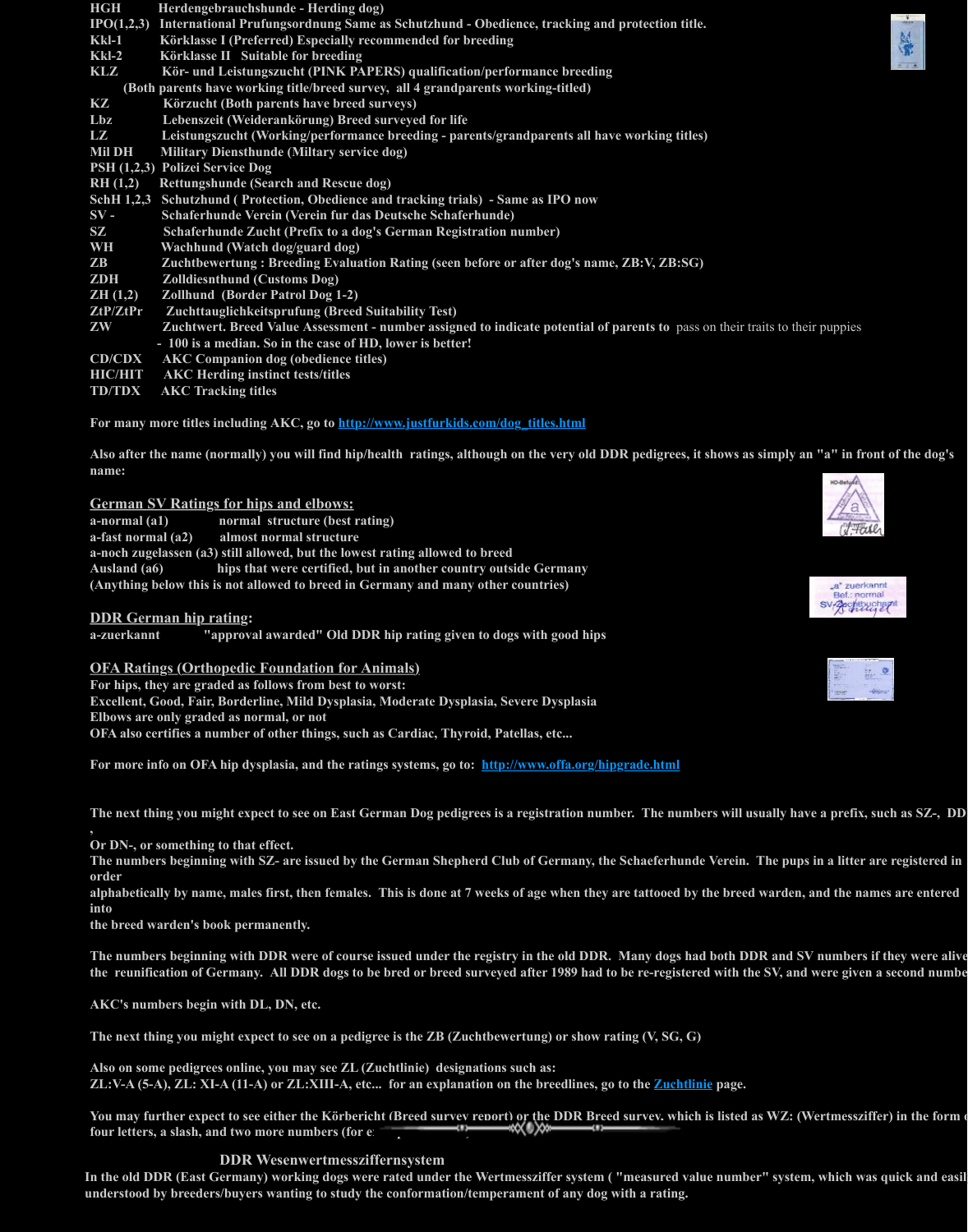HGH Herdengebrauchshunde - Herding dog)
IPO(1,2,3) International Prufungsordnung Same as Schutzhund - Obedience, tracking and protection title.
Kkl-1 Körklasse I (Preferred) Especially recommended for breeding
Kkl-2 Körklasse II Suitable for breeding
KLZ Kör- und Leistungszucht (PINK PAPERS) qualification/performance breeding
(Both parents have working title/breed survey, all 4 grandparents working-titled)
KZ Körzucht (Both parents have breed surveys)
Lbz Lebenszeit (Weiderankörung) Breed surveyed for life
LZ Leistungszucht (Working/performance breeding - parents/grandparents all have working titles)
Mil DH Military Diensthunde (Miltary service dog)
PSH (1,2,3) Polizei Service Dog
RH (1,2) Rettungshunde (Search and Rescue dog)
SchH 1,2,3 Schutzhund ( Protection, Obedience and tracking trials) - Same as IPO now
SV - Schaferhunde Verein (Verein fur das Deutsche Schaferhunde)
SZ Schaferhunde Zucht (Prefix to a dog's German Registration number)
WH Wachhund (Watch dog/guard dog)
ZB Zuchtbewertung : Breeding Evaluation Rating (seen before or after dog's name, ZB:V, ZB:SG)
ZDH Zolldiesnthund (Customs Dog)
ZH (1,2) Zollhund (Border Patrol Dog 1-2)
ZtP/ZtPr Zuchttauglichkeitsprufung (Breed Suitability Test)
ZW Zuchtwert. Breed Value Assessment - number assigned to indicate potential of parents to pass on their traits to their puppies - 100 is a median. So in the case of HD, lower is better!
CD/CDX AKC Companion dog (obedience titles)
HIC/HIT AKC Herding instinct tests/titles
TD/TDX AKC Tracking titles

For many more titles including AKC, go to http://www.justfurkids.com/dog_titles.html

Also after the name (normally) you will find hip/health ratings, although on the very old DDR pedigrees, it shows as simply an "a" in front of the dog's name:

## German SV Ratings for hips and elbows:

a-normal (a1) normal structure (best rating)
a-fast normal (a2) almost normal structure
a-noch zugelassen (a3) still allowed, but the lowest rating allowed to breed
Ausland (a6) hips that were certified, but in another country outside Germany
(Anything below this is not allowed to breed in Germany and many other countries)

## DDR German hip rating:

a-zuerkannt "approval awarded" Old DDR hip rating given to dogs with good hips

## OFA Ratings (Orthopedic Foundation for Animals)

For hips, they are graded as follows from best to worst:
Excellent, Good, Fair, Borderline, Mild Dysplasia, Moderate Dysplasia, Severe Dysplasia
Elbows are only graded as normal, or not
OFA also certifies a number of other things, such as Cardiac, Thyroid, Patellas, etc...

For more info on OFA hip dysplasia, and the ratings systems, go to: http://www.offa.org/hipgrade.html

The next thing you might expect to see on East German Dog pedigrees is a registration number. The numbers will usually have a prefix, such as SZ-, DD ,
Or DN-, or something to that effect.
The numbers beginning with SZ- are issued by the German Shepherd Club of Germany, the Schaeferhunde Verein. The pups in a litter are registered in order
alphabetically by name, males first, then females. This is done at 7 weeks of age when they are tattooed by the breed warden, and the names are entered into
the breed warden's book permanently.

The numbers beginning with DDR were of course issued under the registry in the old DDR. Many dogs had both DDR and SV numbers if they were alive the reunification of Germany. All DDR dogs to be bred or breed surveyed after 1989 had to be re-registered with the SV, and were given a second numbe

AKC's numbers begin with DL, DN, etc.

The next thing you might expect to see on a pedigree is the ZB (Zuchtbewertung) or show rating (V, SG, G)

Also on some pedigrees online, you may see ZL (Zuchtlinie) designations such as:
ZL:V-A (5-A), ZL: XI-A (11-A) or ZL:XIII-A, etc... for an explanation on the breedlines, go to the Zuchtlinie page.

You may further expect to see either the Körbericht (Breed survey report) or the DDR Breed survey, which is listed as WZ: (Wertmessziffer) in the form of four letters, a slash, and two more numbers (for e

### DDR Wesenwertmessziffernsystem

In the old DDR (East Germany) working dogs were rated under the Wertmessziffer system ( "measured value number" system, which was quick and easil understood by breeders/buyers wanting to study the conformation/temperament of any dog with a rating.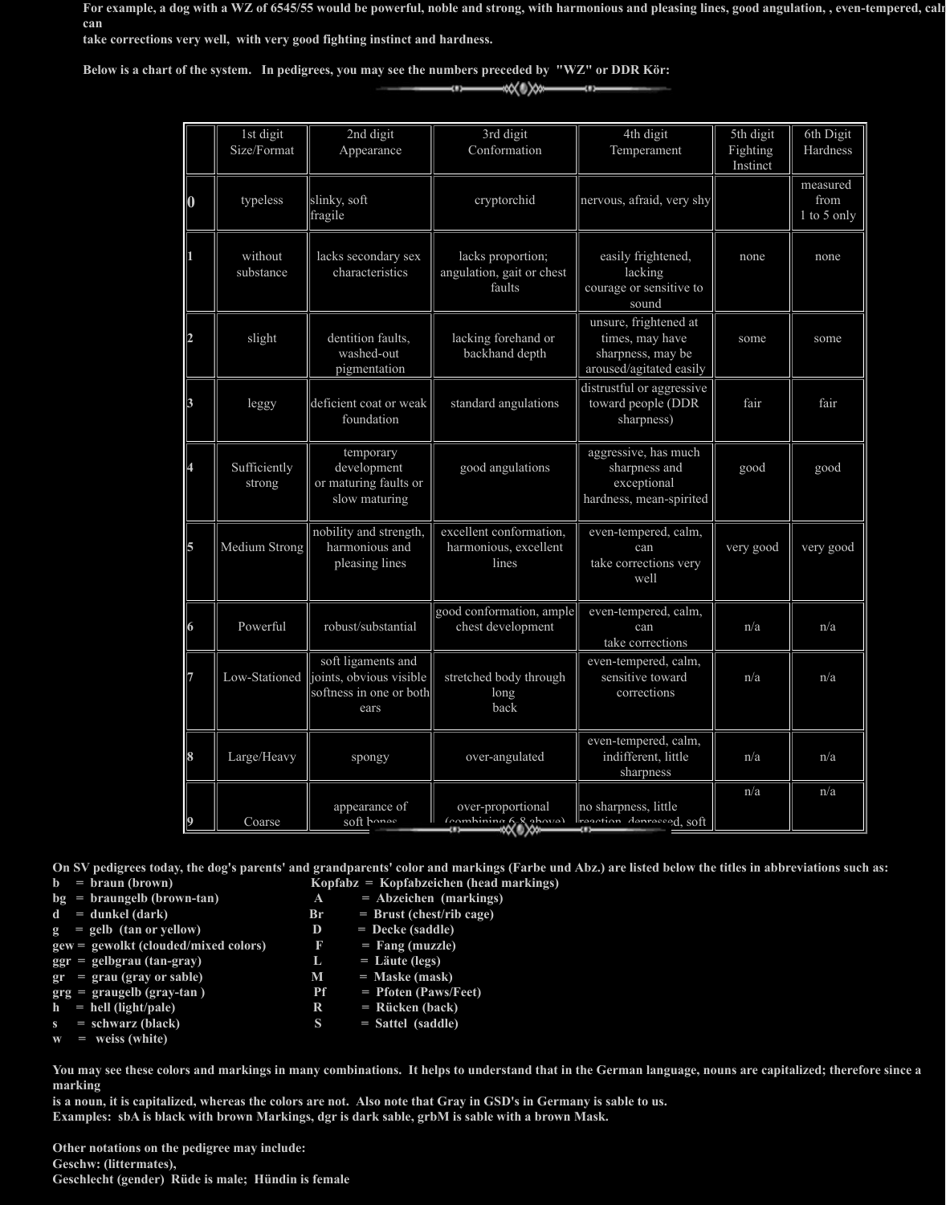**For example, a dog with a WZ of 6545/55 would be powerful, noble and strong, with harmonious and pleasing lines, good angulation, , even-tempered, calm, can take corrections very well, with very good fighting instinct and hardness.**

**Below is a chart of the system. In pedigrees, you may see the numbers preceded by "WZ" or DDR Kör:**

| | 1st digit Size/Format | 2nd digit Appearance | 3rd digit Conformation | 4th digit Temperament | 5th digit Fighting Instinct | 6th Digit Hardness |
|---|---|---|---|---|---|---|
| 0 | typeless | slinky, soft fragile | cryptorchid | nervous, afraid, very shy | | measured from 1 to 5 only |
| 1 | without substance | lacks secondary sex characteristics | lacks proportion; angulation, gait or chest faults | easily frightened, lacking courage or sensitive to sound | none | none |
| 2 | slight | dentition faults, washed-out pigmentation | lacking forehand or backhand depth | unsure, frightened at times, may have sharpness, may be aroused/agitated easily | some | some |
| 3 | leggy | deficient coat or weak foundation | standard angulations | distrustful or aggressive toward people (DDR sharpness) | fair | fair |
| 4 | Sufficiently strong | temporary development or maturing faults or slow maturing | good angulations | aggressive, has much sharpness and exceptional hardness, mean-spirited | good | good |
| 5 | Medium Strong | nobility and strength, harmonious and pleasing lines | excellent conformation, harmonious, excellent lines | even-tempered, calm, can take corrections very well | very good | very good |
| 6 | Powerful | robust/substantial | good conformation, ample chest development | even-tempered, calm, can take corrections | n/a | n/a |
| 7 | Low-Stationed | soft ligaments and joints, obvious visible softness in one or both ears | stretched body through long back | even-tempered, calm, sensitive toward corrections | n/a | n/a |
| 8 | Large/Heavy | spongy | over-angulated | even-tempered, calm, indifferent, little sharpness | n/a | n/a |
| 9 | Coarse | appearance of soft bones | over-proportional (combining 6 & above) | no sharpness, little reaction, depressed, soft | n/a | n/a |

**On SV pedigrees today, the dog's parents' and grandparents' color and markings (Farbe und Abz.) are listed below the titles in abbreviations such as:**

| | |
|---|---|
| **b = braun (brown)** | **Kopfabz = Kopfabzeichen (head markings)** |
| **bg = braungelb (brown-tan)** | **A = Abzeichen (markings)** |
| **d = dunkel (dark)** | **Br = Brust (chest/rib cage)** |
| **g = gelb (tan or yellow)** | **D = Decke (saddle)** |
| **gew = gewolkt (clouded/mixed colors)** | **F = Fang (muzzle)** |
| **ggr = gelbgrau (tan-gray)** | **L = Läute (legs)** |
| **gr = grau (gray or sable)** | **M = Maske (mask)** |
| **grg = graugelb (gray-tan )** | **Pf = Pfoten (Paws/Feet)** |
| **h = hell (light/pale)** | **R = Rücken (back)** |
| **s = schwarz (black)** | **S = Sattel (saddle)** |
| **w = weiss (white)** | |

**You may see these colors and markings in many combinations. It helps to understand that in the German language, nouns are capitalized; therefore since a marking is a noun, it is capitalized, whereas the colors are not. Also note that Gray in GSD's in Germany is sable to us.**
**Examples: sbA is black with brown Markings, dgr is dark sable, grbM is sable with a brown Mask.**

**Other notations on the pedigree may include:**
**Geschw: (littermates),**
**Geschlecht (gender) Rüde is male; Hündin is female**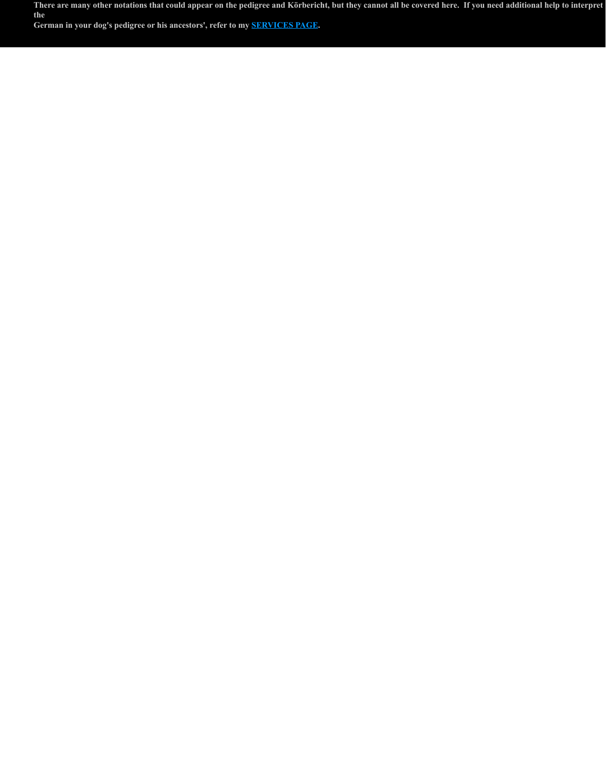**There are many other notations that could appear on the pedigree and Körbericht, but they cannot all be covered here. If you need additional help to interpret the German in your dog's pedigree or his ancestors', refer to my SERVICES PAGE.**